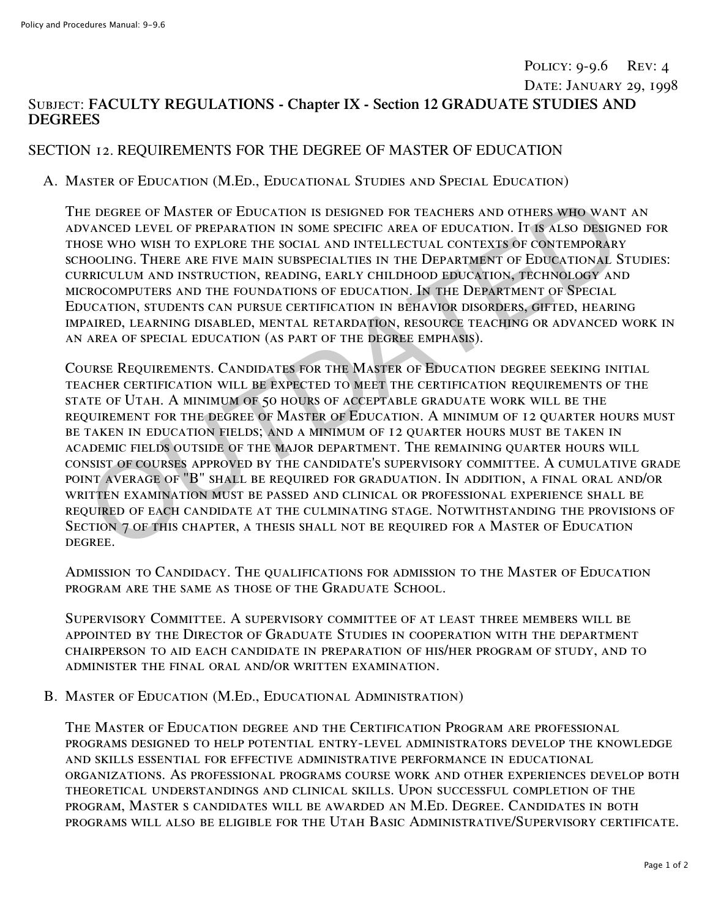Policy: 9-9.6 Rev: 4
Date: January 29, 1998

Subject: **FACULTY REGULATIONS - Chapter IX - Section 12 GRADUATE STUDIES AND DEGREES**

## SECTION 12. REQUIREMENTS FOR THE DEGREE OF MASTER OF EDUCATION

### A. Master of Education (M.Ed., Educational Studies and Special Education)

The degree of Master of Education is designed for teachers and others who want an advanced level of preparation in some specific area of education. It is also designed for those who wish to explore the social and intellectual contexts of contemporary schooling. There are five main subspecialties in the Department of Educational Studies: curriculum and instruction, reading, early childhood education, technology and microcomputers and the foundations of education. In the Department of Special Education, students can pursue certification in behavior disorders, gifted, hearing impaired, learning disabled, mental retardation, resource teaching or advanced work in an area of special education (as part of the degree emphasis).

Course Requirements. Candidates for the Master of Education degree seeking initial teacher certification will be expected to meet the certification requirements of the state of Utah. A minimum of 50 hours of acceptable graduate work will be the requirement for the degree of Master of Education. A minimum of 12 quarter hours must be taken in education fields; and a minimum of 12 quarter hours must be taken in academic fields outside of the major department. The remaining quarter hours will consist of courses approved by the candidate's supervisory committee. A cumulative grade point average of "B" shall be required for graduation. In addition, a final oral and/or written examination must be passed and clinical or professional experience shall be required of each candidate at the culminating stage. Notwithstanding the provisions of Section 7 of this chapter, a thesis shall not be required for a Master of Education degree.

Admission to Candidacy. The qualifications for admission to the Master of Education program are the same as those of the Graduate School.

Supervisory Committee. A supervisory committee of at least three members will be appointed by the Director of Graduate Studies in cooperation with the department chairperson to aid each candidate in preparation of his/her program of study, and to administer the final oral and/or written examination.

### B. Master of Education (M.Ed., Educational Administration)

The Master of Education degree and the Certification Program are professional programs designed to help potential entry-level administrators develop the knowledge and skills essential for effective administrative performance in educational organizations. As professional programs course work and other experiences develop both theoretical understandings and clinical skills. Upon successful completion of the program, Master s candidates will be awarded an M.Ed. Degree. Candidates in both programs will also be eligible for the Utah Basic Administrative/Supervisory certificate.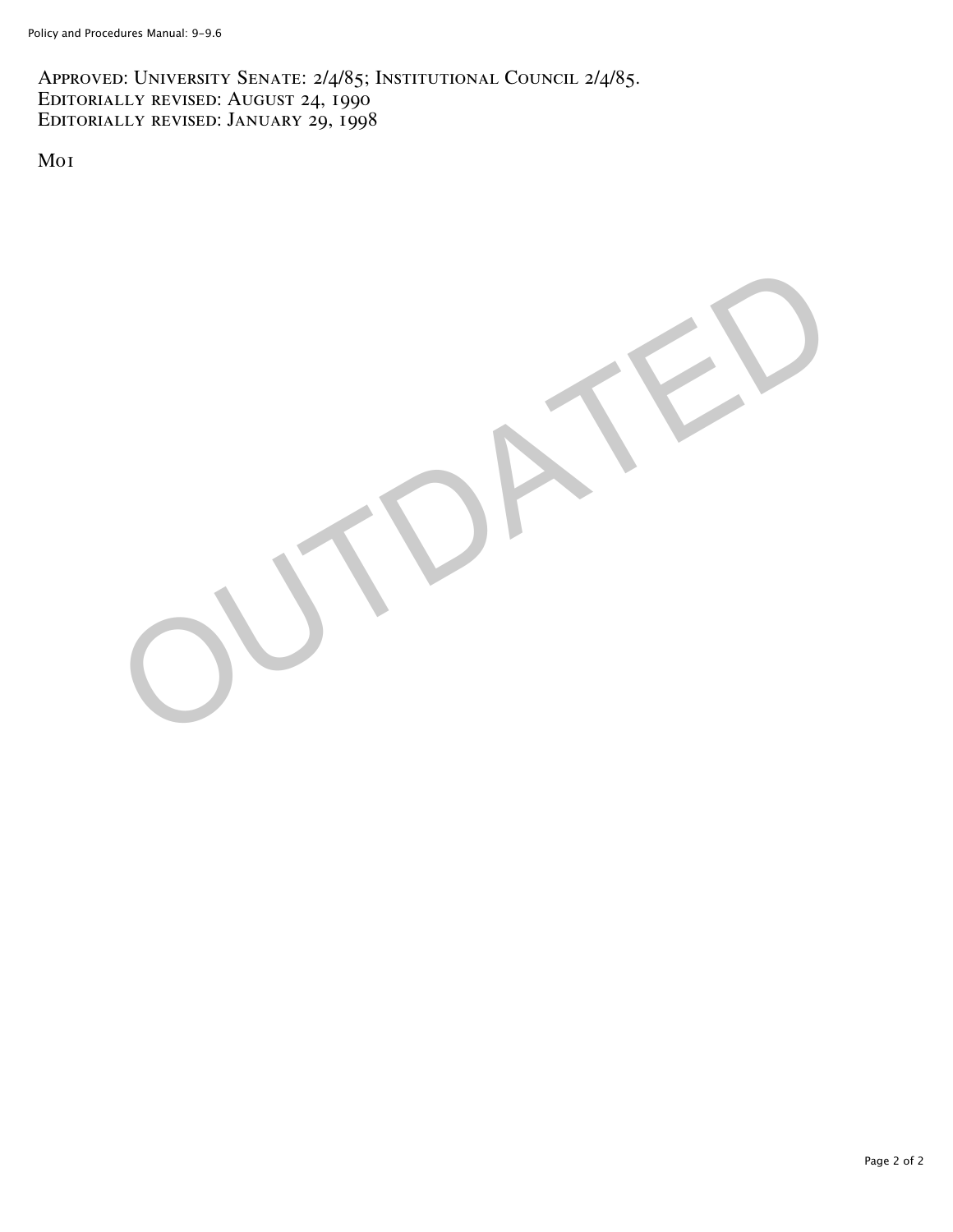Approved: University Senate: 2/4/85; Institutional Council 2/4/85.
Editorially revised: August 24, 1990
Editorially revised: January 29, 1998

M01

OUTDATED